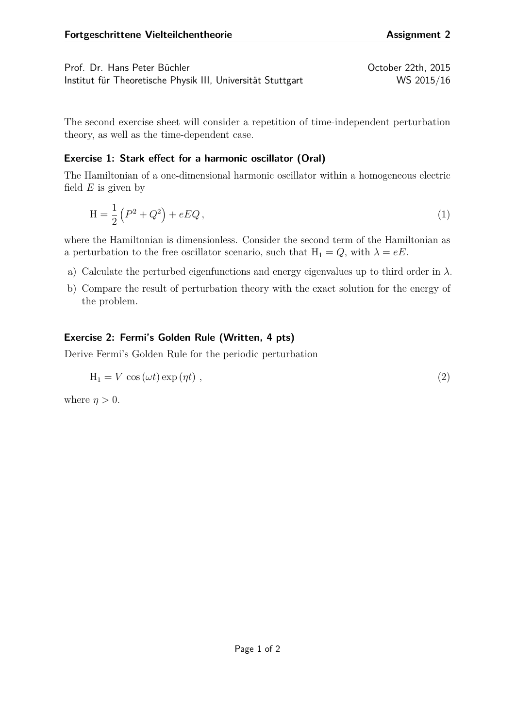Prof. Dr. Hans Peter Büchler
Institut für Theoretische Physik III, Universität Stuttgart

October 22th, 2015
WS 2015/16

The second exercise sheet will consider a repetition of time-independent perturbation theory, as well as the time-dependent case.

### Exercise 1: Stark effect for a harmonic oscillator (Oral)

The Hamiltonian of a one-dimensional harmonic oscillator within a homogeneous electric field $E$ is given by

$$\mathrm{H} = \frac{1}{2}\left(P^2 + Q^2\right) + eEQ\,, \tag{1}$$

where the Hamiltonian is dimensionless. Consider the second term of the Hamiltonian as a perturbation to the free oscillator scenario, such that $\mathrm{H}_1 = Q$, with $\lambda = eE$.

a) Calculate the perturbed eigenfunctions and energy eigenvalues up to third order in $\lambda$.

b) Compare the result of perturbation theory with the exact solution for the energy of the problem.

### Exercise 2: Fermi's Golden Rule (Written, 4 pts)

Derive Fermi's Golden Rule for the periodic perturbation

$$\mathrm{H}_1 = V\,\cos\left(\omega t\right)\exp\left(\eta t\right)\,, \tag{2}$$

where $\eta > 0$.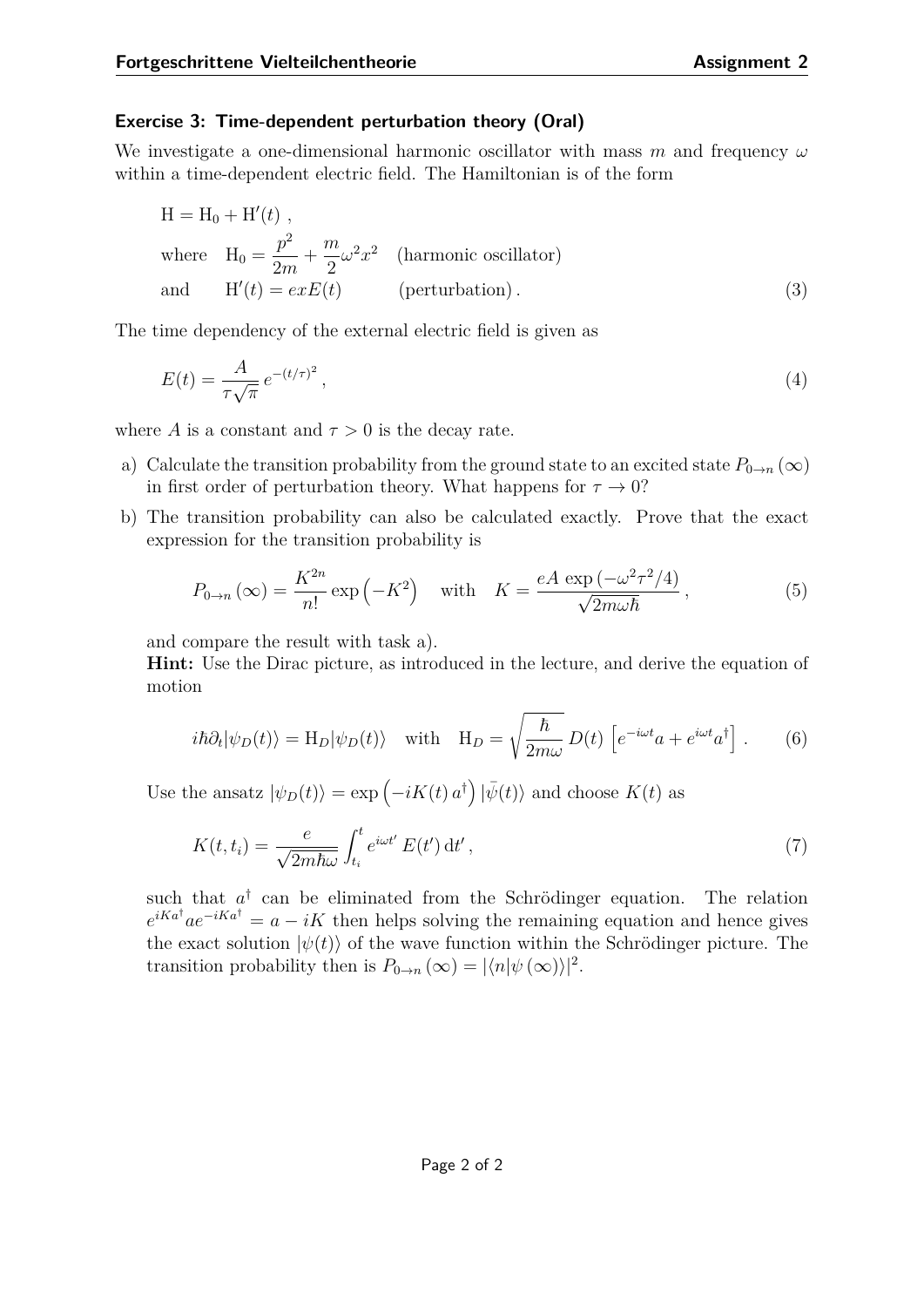### Exercise 3: Time-dependent perturbation theory (Oral)

We investigate a one-dimensional harmonic oscillator with mass $m$ and frequency $\omega$ within a time-dependent electric field. The Hamiltonian is of the form

$$
\begin{aligned}
&\mathrm{H} = \mathrm{H}_0 + \mathrm{H}'(t)\,, \\
&\text{where} \quad \mathrm{H}_0 = \frac{p^2}{2m} + \frac{m}{2}\omega^2 x^2 \quad \text{(harmonic oscillator)} \\
&\text{and} \qquad \mathrm{H}'(t) = exE(t) \qquad\quad \text{(perturbation)}\,.
\end{aligned} \tag{3}
$$

The time dependency of the external electric field is given as

$$
E(t) = \frac{A}{\tau\sqrt{\pi}}\, e^{-(t/\tau)^2}\,, \tag{4}
$$

where $A$ is a constant and $\tau > 0$ is the decay rate.

a) Calculate the transition probability from the ground state to an excited state $P_{0\to n}(\infty)$ in first order of perturbation theory. What happens for $\tau \to 0$?

b) The transition probability can also be calculated exactly. Prove that the exact expression for the transition probability is

$$
P_{0\to n}(\infty) = \frac{K^{2n}}{n!}\exp\left(-K^2\right) \quad \text{with} \quad K = \frac{eA\,\exp\left(-\omega^2\tau^2/4\right)}{\sqrt{2m\omega\hbar}}\,, \tag{5}
$$

and compare the result with task a).

**Hint:** Use the Dirac picture, as introduced in the lecture, and derive the equation of motion

$$
i\hbar\partial_t|\psi_D(t)\rangle = \mathrm{H}_D|\psi_D(t)\rangle \quad \text{with} \quad \mathrm{H}_D = \sqrt{\frac{\hbar}{2m\omega}}\,D(t)\left[e^{-i\omega t}a + e^{i\omega t}a^\dagger\right]. \tag{6}
$$

Use the ansatz $|\psi_D(t)\rangle = \exp\left(-iK(t)\,a^\dagger\right)|\bar{\psi}(t)\rangle$ and choose $K(t)$ as

$$
K(t, t_i) = \frac{e}{\sqrt{2m\hbar\omega}}\int_{t_i}^{t} e^{i\omega t'}\,E(t')\,\mathrm{d}t'\,, \tag{7}
$$

such that $a^\dagger$ can be eliminated from the Schrödinger equation. The relation $e^{iKa^\dagger}ae^{-iKa^\dagger} = a - iK$ then helps solving the remaining equation and hence gives the exact solution $|\psi(t)\rangle$ of the wave function within the Schrödinger picture. The transition probability then is $P_{0\to n}(\infty) = |\langle n|\psi(\infty)\rangle|^2$.